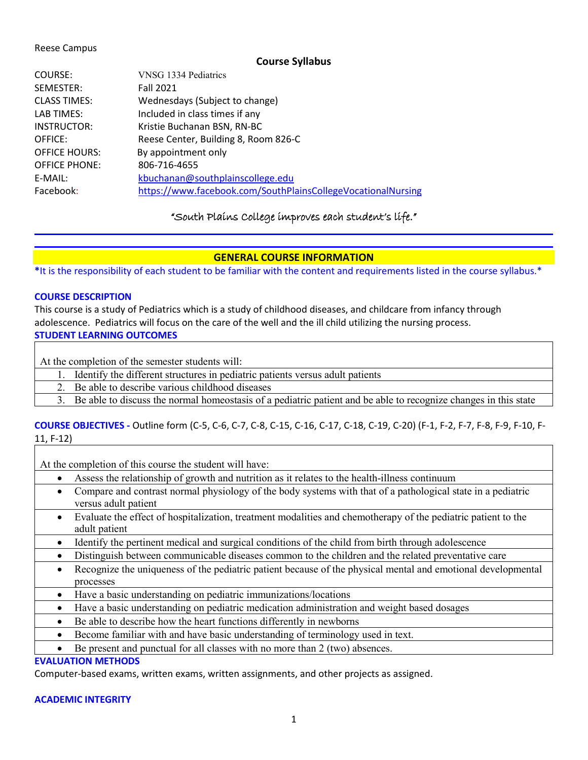Reese Campus

# Course Syllabus

| | |
|---|---|
| COURSE: | VNSG 1334 Pediatrics |
| SEMESTER: | Fall 2021 |
| CLASS TIMES: | Wednesdays (Subject to change) |
| LAB TIMES: | Included in class times if any |
| INSTRUCTOR: | Kristie Buchanan BSN, RN-BC |
| OFFICE: | Reese Center, Building 8, Room 826-C |
| OFFICE HOURS: | By appointment only |
| OFFICE PHONE: | 806-716-4655 |
| E-MAIL: | kbuchanan@southplainscollege.edu |
| Facebook: | https://www.facebook.com/SouthPlainsCollegeVocationalNursing |

*"South Plains College improves each student's life."*

## GENERAL COURSE INFORMATION

**\*It is the responsibility of each student to be familiar with the content and requirements listed in the course syllabus.\***

### COURSE DESCRIPTION

This course is a study of Pediatrics which is a study of childhood diseases, and childcare from infancy through adolescence. Pediatrics will focus on the care of the well and the ill child utilizing the nursing process.

### STUDENT LEARNING OUTCOMES

At the completion of the semester students will:

1. Identify the different structures in pediatric patients versus adult patients
2. Be able to describe various childhood diseases
3. Be able to discuss the normal homeostasis of a pediatric patient and be able to recognize changes in this state

### COURSE OBJECTIVES - Outline form (C-5, C-6, C-7, C-8, C-15, C-16, C-17, C-18, C-19, C-20) (F-1, F-2, F-7, F-8, F-9, F-10, F-11, F-12)

At the completion of this course the student will have:

- Assess the relationship of growth and nutrition as it relates to the health-illness continuum
- Compare and contrast normal physiology of the body systems with that of a pathological state in a pediatric versus adult patient
- Evaluate the effect of hospitalization, treatment modalities and chemotherapy of the pediatric patient to the adult patient
- Identify the pertinent medical and surgical conditions of the child from birth through adolescence
- Distinguish between communicable diseases common to the children and the related preventative care
- Recognize the uniqueness of the pediatric patient because of the physical mental and emotional developmental processes
- Have a basic understanding on pediatric immunizations/locations
- Have a basic understanding on pediatric medication administration and weight based dosages
- Be able to describe how the heart functions differently in newborns
- Become familiar with and have basic understanding of terminology used in text.
- Be present and punctual for all classes with no more than 2 (two) absences.

### EVALUATION METHODS

Computer-based exams, written exams, written assignments, and other projects as assigned.

### ACADEMIC INTEGRITY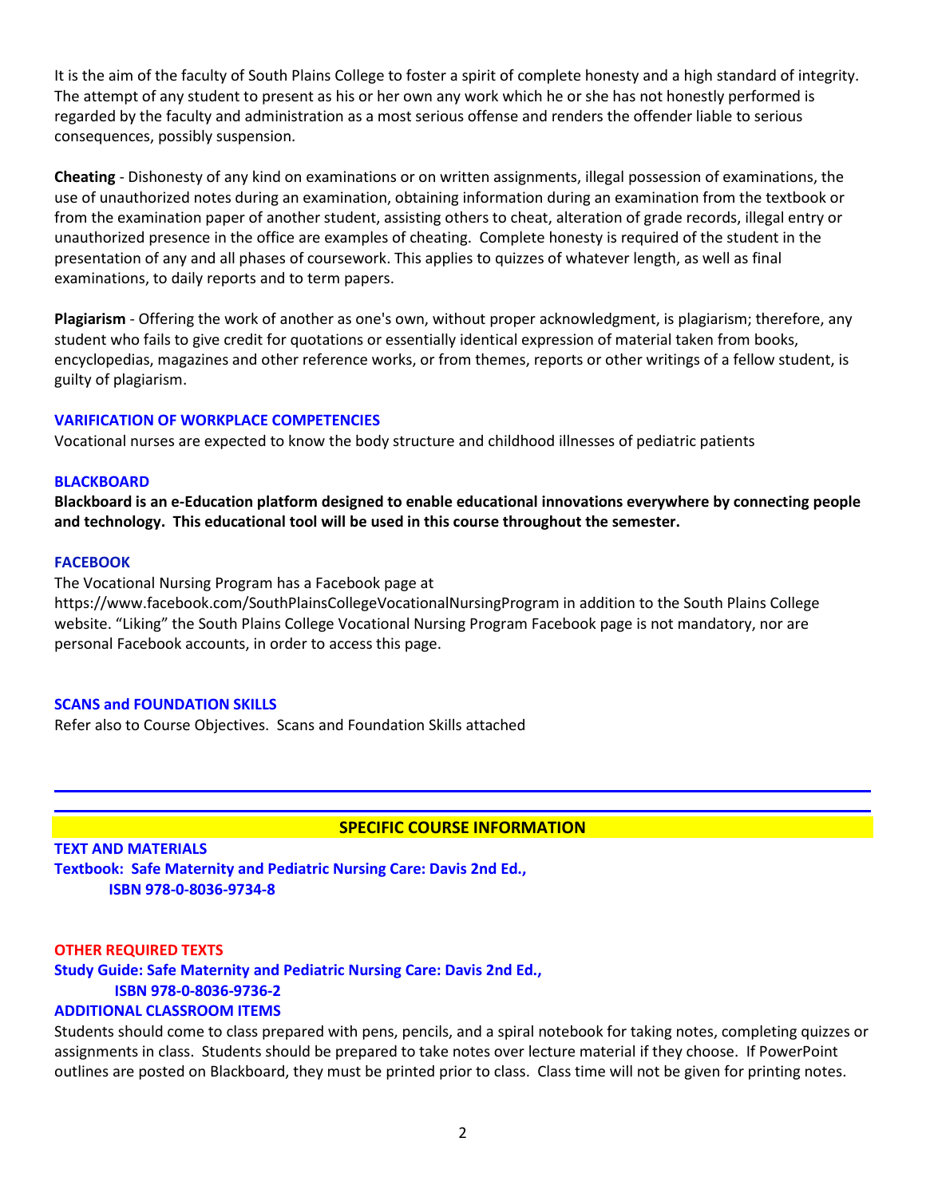It is the aim of the faculty of South Plains College to foster a spirit of complete honesty and a high standard of integrity. The attempt of any student to present as his or her own any work which he or she has not honestly performed is regarded by the faculty and administration as a most serious offense and renders the offender liable to serious consequences, possibly suspension.

**Cheating** - Dishonesty of any kind on examinations or on written assignments, illegal possession of examinations, the use of unauthorized notes during an examination, obtaining information during an examination from the textbook or from the examination paper of another student, assisting others to cheat, alteration of grade records, illegal entry or unauthorized presence in the office are examples of cheating. Complete honesty is required of the student in the presentation of any and all phases of coursework. This applies to quizzes of whatever length, as well as final examinations, to daily reports and to term papers.

**Plagiarism** - Offering the work of another as one's own, without proper acknowledgment, is plagiarism; therefore, any student who fails to give credit for quotations or essentially identical expression of material taken from books, encyclopedias, magazines and other reference works, or from themes, reports or other writings of a fellow student, is guilty of plagiarism.

### VARIFICATION OF WORKPLACE COMPETENCIES

Vocational nurses are expected to know the body structure and childhood illnesses of pediatric patients

### BLACKBOARD

**Blackboard is an e-Education platform designed to enable educational innovations everywhere by connecting people and technology. This educational tool will be used in this course throughout the semester.**

### FACEBOOK

The Vocational Nursing Program has a Facebook page at https://www.facebook.com/SouthPlainsCollegeVocationalNursingProgram in addition to the South Plains College website. "Liking" the South Plains College Vocational Nursing Program Facebook page is not mandatory, nor are personal Facebook accounts, in order to access this page.

### SCANS and FOUNDATION SKILLS

Refer also to Course Objectives. Scans and Foundation Skills attached

---

## SPECIFIC COURSE INFORMATION

### TEXT AND MATERIALS

**Textbook: Safe Maternity and Pediatric Nursing Care: Davis 2nd Ed.,**
**ISBN 978-0-8036-9734-8**

### OTHER REQUIRED TEXTS

**Study Guide: Safe Maternity and Pediatric Nursing Care: Davis 2nd Ed.,**
**ISBN 978-0-8036-9736-2**

### ADDITIONAL CLASSROOM ITEMS

Students should come to class prepared with pens, pencils, and a spiral notebook for taking notes, completing quizzes or assignments in class. Students should be prepared to take notes over lecture material if they choose. If PowerPoint outlines are posted on Blackboard, they must be printed prior to class. Class time will not be given for printing notes.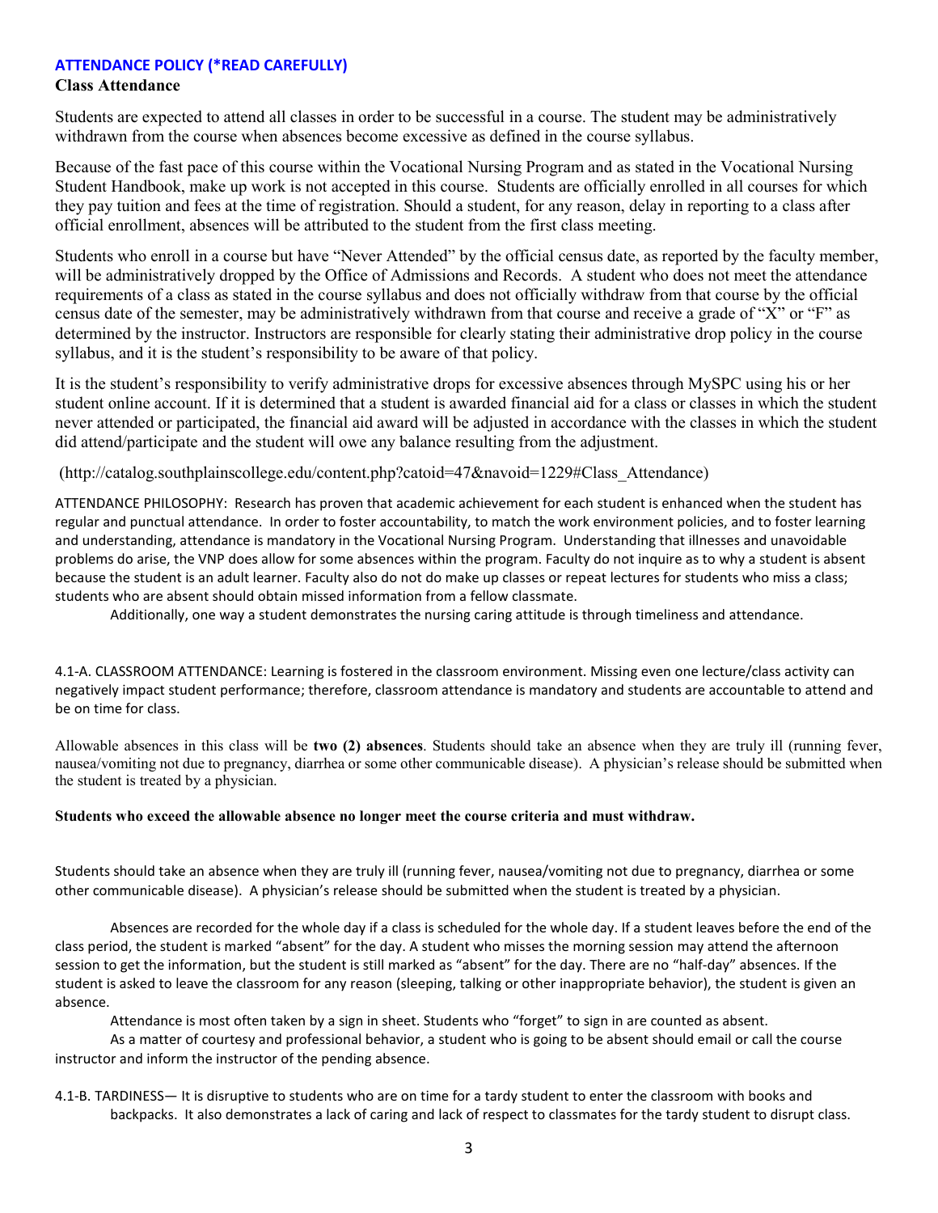## ATTENDANCE POLICY (*READ CAREFULLY)

### Class Attendance

Students are expected to attend all classes in order to be successful in a course. The student may be administratively withdrawn from the course when absences become excessive as defined in the course syllabus.

Because of the fast pace of this course within the Vocational Nursing Program and as stated in the Vocational Nursing Student Handbook, make up work is not accepted in this course. Students are officially enrolled in all courses for which they pay tuition and fees at the time of registration. Should a student, for any reason, delay in reporting to a class after official enrollment, absences will be attributed to the student from the first class meeting.

Students who enroll in a course but have "Never Attended" by the official census date, as reported by the faculty member, will be administratively dropped by the Office of Admissions and Records. A student who does not meet the attendance requirements of a class as stated in the course syllabus and does not officially withdraw from that course by the official census date of the semester, may be administratively withdrawn from that course and receive a grade of "X" or "F" as determined by the instructor. Instructors are responsible for clearly stating their administrative drop policy in the course syllabus, and it is the student's responsibility to be aware of that policy.

It is the student's responsibility to verify administrative drops for excessive absences through MySPC using his or her student online account. If it is determined that a student is awarded financial aid for a class or classes in which the student never attended or participated, the financial aid award will be adjusted in accordance with the classes in which the student did attend/participate and the student will owe any balance resulting from the adjustment.

(http://catalog.southplainscollege.edu/content.php?catoid=47&navoid=1229#Class_Attendance)

ATTENDANCE PHILOSOPHY: Research has proven that academic achievement for each student is enhanced when the student has regular and punctual attendance. In order to foster accountability, to match the work environment policies, and to foster learning and understanding, attendance is mandatory in the Vocational Nursing Program. Understanding that illnesses and unavoidable problems do arise, the VNP does allow for some absences within the program. Faculty do not inquire as to why a student is absent because the student is an adult learner. Faculty also do not do make up classes or repeat lectures for students who miss a class; students who are absent should obtain missed information from a fellow classmate.

Additionally, one way a student demonstrates the nursing caring attitude is through timeliness and attendance.

4.1-A. CLASSROOM ATTENDANCE: Learning is fostered in the classroom environment. Missing even one lecture/class activity can negatively impact student performance; therefore, classroom attendance is mandatory and students are accountable to attend and be on time for class.

Allowable absences in this class will be **two (2) absences**. Students should take an absence when they are truly ill (running fever, nausea/vomiting not due to pregnancy, diarrhea or some other communicable disease). A physician's release should be submitted when the student is treated by a physician.

**Students who exceed the allowable absence no longer meet the course criteria and must withdraw.**

Students should take an absence when they are truly ill (running fever, nausea/vomiting not due to pregnancy, diarrhea or some other communicable disease). A physician's release should be submitted when the student is treated by a physician.

Absences are recorded for the whole day if a class is scheduled for the whole day. If a student leaves before the end of the class period, the student is marked "absent" for the day. A student who misses the morning session may attend the afternoon session to get the information, but the student is still marked as "absent" for the day. There are no "half-day" absences. If the student is asked to leave the classroom for any reason (sleeping, talking or other inappropriate behavior), the student is given an absence.

Attendance is most often taken by a sign in sheet. Students who "forget" to sign in are counted as absent.

As a matter of courtesy and professional behavior, a student who is going to be absent should email or call the course instructor and inform the instructor of the pending absence.

4.1-B. TARDINESS— It is disruptive to students who are on time for a tardy student to enter the classroom with books and backpacks. It also demonstrates a lack of caring and lack of respect to classmates for the tardy student to disrupt class.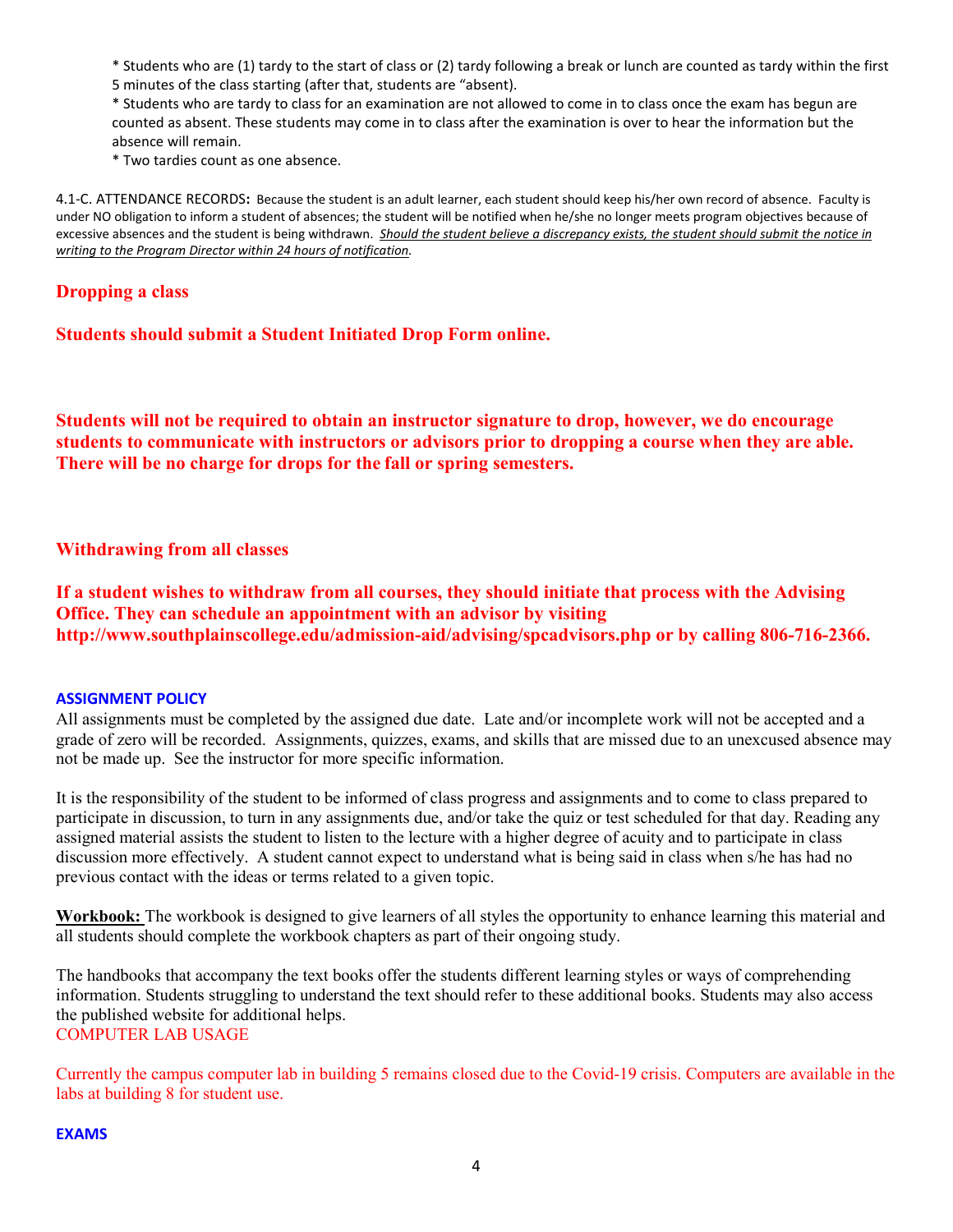* Students who are (1) tardy to the start of class or (2) tardy following a break or lunch are counted as tardy within the first 5 minutes of the class starting (after that, students are "absent).

* Students who are tardy to class for an examination are not allowed to come in to class once the exam has begun are counted as absent. These students may come in to class after the examination is over to hear the information but the absence will remain.

* Two tardies count as one absence.

4.1-C. ATTENDANCE RECORDS: Because the student is an adult learner, each student should keep his/her own record of absence. Faculty is under NO obligation to inform a student of absences; the student will be notified when he/she no longer meets program objectives because of excessive absences and the student is being withdrawn. ***Should the student believe a discrepancy exists, the student should submit the notice in writing to the Program Director within 24 hours of notification.***

## Dropping a class

**Students should submit a Student Initiated Drop Form online.**

**Students will not be required to obtain an instructor signature to drop, however, we do encourage students to communicate with instructors or advisors prior to dropping a course when they are able. There will be no charge for drops for the fall or spring semesters.**

## Withdrawing from all classes

**If a student wishes to withdraw from all courses, they should initiate that process with the Advising Office. They can schedule an appointment with an advisor by visiting http://www.southplainscollege.edu/admission-aid/advising/spcadvisors.php or by calling 806-716-2366.**

### ASSIGNMENT POLICY

All assignments must be completed by the assigned due date. Late and/or incomplete work will not be accepted and a grade of zero will be recorded. Assignments, quizzes, exams, and skills that are missed due to an unexcused absence may not be made up. See the instructor for more specific information.

It is the responsibility of the student to be informed of class progress and assignments and to come to class prepared to participate in discussion, to turn in any assignments due, and/or take the quiz or test scheduled for that day. Reading any assigned material assists the student to listen to the lecture with a higher degree of acuity and to participate in class discussion more effectively. A student cannot expect to understand what is being said in class when s/he has had no previous contact with the ideas or terms related to a given topic.

**Workbook:** The workbook is designed to give learners of all styles the opportunity to enhance learning this material and all students should complete the workbook chapters as part of their ongoing study.

The handbooks that accompany the text books offer the students different learning styles or ways of comprehending information. Students struggling to understand the text should refer to these additional books. Students may also access the published website for additional helps.

COMPUTER LAB USAGE

Currently the campus computer lab in building 5 remains closed due to the Covid-19 crisis. Computers are available in the labs at building 8 for student use.

### EXAMS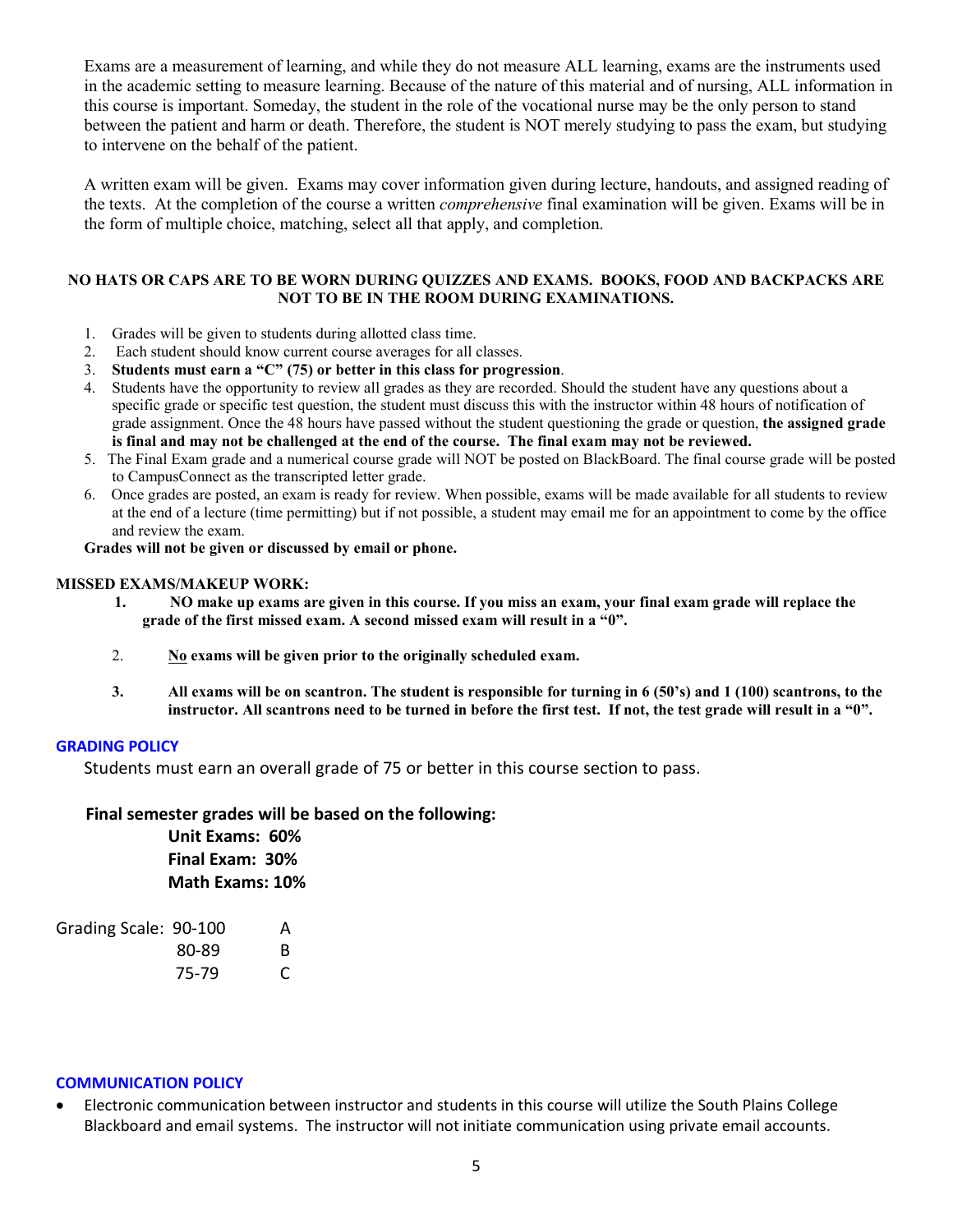Exams are a measurement of learning, and while they do not measure ALL learning, exams are the instruments used in the academic setting to measure learning. Because of the nature of this material and of nursing, ALL information in this course is important. Someday, the student in the role of the vocational nurse may be the only person to stand between the patient and harm or death. Therefore, the student is NOT merely studying to pass the exam, but studying to intervene on the behalf of the patient.

A written exam will be given. Exams may cover information given during lecture, handouts, and assigned reading of the texts. At the completion of the course a written *comprehensive* final examination will be given. Exams will be in the form of multiple choice, matching, select all that apply, and completion.

**NO HATS OR CAPS ARE TO BE WORN DURING QUIZZES AND EXAMS. BOOKS, FOOD AND BACKPACKS ARE NOT TO BE IN THE ROOM DURING EXAMINATIONS.**

1. Grades will be given to students during allotted class time.
2. Each student should know current course averages for all classes.
3. **Students must earn a "C" (75) or better in this class for progression**.
4. Students have the opportunity to review all grades as they are recorded. Should the student have any questions about a specific grade or specific test question, the student must discuss this with the instructor within 48 hours of notification of grade assignment. Once the 48 hours have passed without the student questioning the grade or question, **the assigned grade is final and may not be challenged at the end of the course. The final exam may not be reviewed.**
5. The Final Exam grade and a numerical course grade will NOT be posted on BlackBoard. The final course grade will be posted to CampusConnect as the transcripted letter grade.
6. Once grades are posted, an exam is ready for review. When possible, exams will be made available for all students to review at the end of a lecture (time permitting) but if not possible, a student may email me for an appointment to come by the office and review the exam.

**Grades will not be given or discussed by email or phone.**

**MISSED EXAMS/MAKEUP WORK:**

1. **NO make up exams are given in this course. If you miss an exam, your final exam grade will replace the grade of the first missed exam. A second missed exam will result in a "0".**
2. **<u>No</u> exams will be given prior to the originally scheduled exam.**
3. **All exams will be on scantron. The student is responsible for turning in 6 (50's) and 1 (100) scantrons, to the instructor. All scantrons need to be turned in before the first test. If not, the test grade will result in a "0".**

## GRADING POLICY

Students must earn an overall grade of 75 or better in this course section to pass.

**Final semester grades will be based on the following:**

**Unit Exams: 60%**
**Final Exam: 30%**
**Math Exams: 10%**

| Grading Scale: | |
|---|---|
| 90-100 | A |
| 80-89 | B |
| 75-79 | C |

## COMMUNICATION POLICY

- Electronic communication between instructor and students in this course will utilize the South Plains College Blackboard and email systems. The instructor will not initiate communication using private email accounts.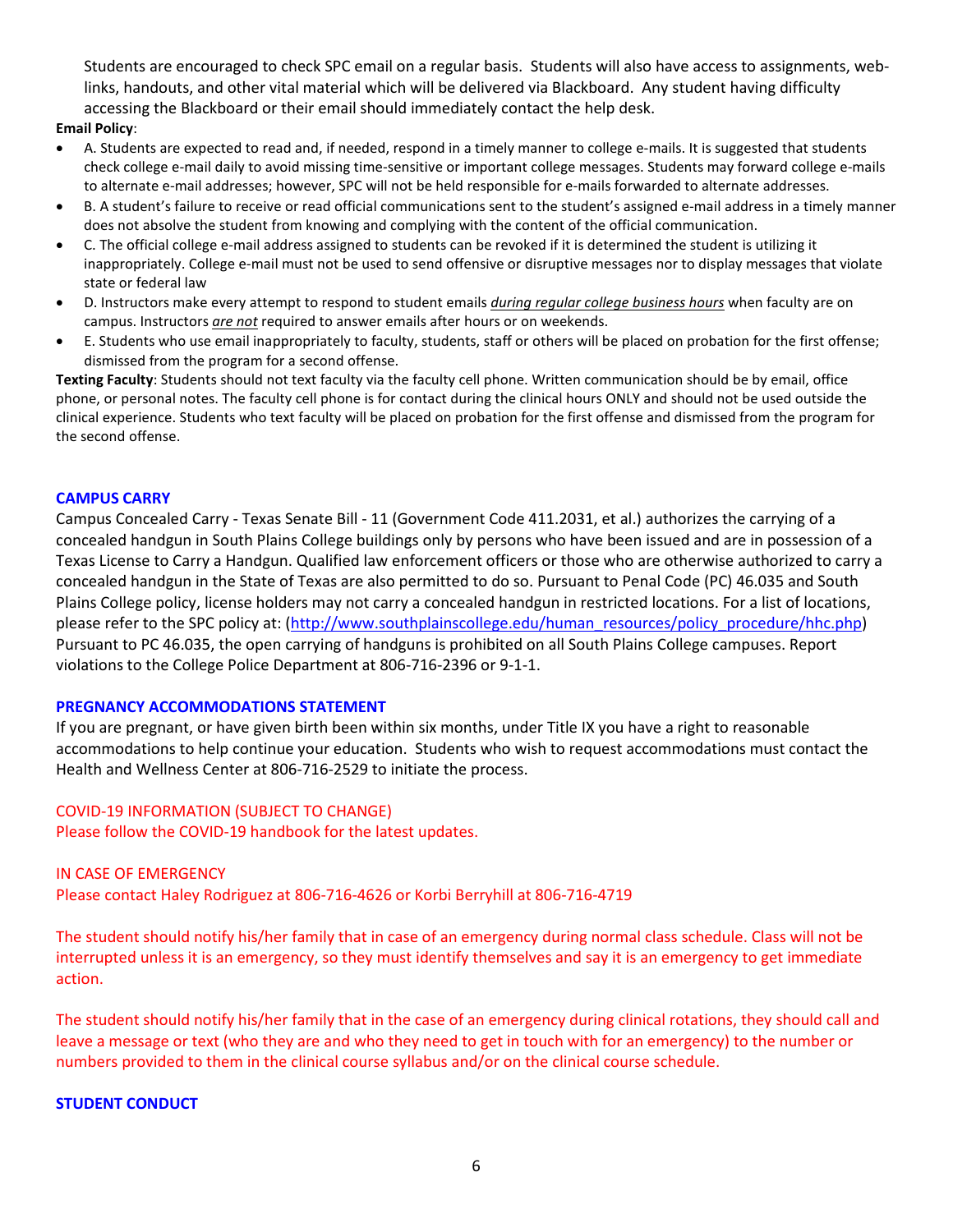Students are encouraged to check SPC email on a regular basis. Students will also have access to assignments, web-links, handouts, and other vital material which will be delivered via Blackboard. Any student having difficulty accessing the Blackboard or their email should immediately contact the help desk.

**Email Policy**:

- A. Students are expected to read and, if needed, respond in a timely manner to college e-mails. It is suggested that students check college e-mail daily to avoid missing time-sensitive or important college messages. Students may forward college e-mails to alternate e-mail addresses; however, SPC will not be held responsible for e-mails forwarded to alternate addresses.
- B. A student's failure to receive or read official communications sent to the student's assigned e-mail address in a timely manner does not absolve the student from knowing and complying with the content of the official communication.
- C. The official college e-mail address assigned to students can be revoked if it is determined the student is utilizing it inappropriately. College e-mail must not be used to send offensive or disruptive messages nor to display messages that violate state or federal law
- D. Instructors make every attempt to respond to student emails *during regular college business hours* when faculty are on campus. Instructors *are not* required to answer emails after hours or on weekends.
- E. Students who use email inappropriately to faculty, students, staff or others will be placed on probation for the first offense; dismissed from the program for a second offense.

**Texting Faculty**: Students should not text faculty via the faculty cell phone. Written communication should be by email, office phone, or personal notes. The faculty cell phone is for contact during the clinical hours ONLY and should not be used outside the clinical experience. Students who text faculty will be placed on probation for the first offense and dismissed from the program for the second offense.

## CAMPUS CARRY

Campus Concealed Carry - Texas Senate Bill - 11 (Government Code 411.2031, et al.) authorizes the carrying of a concealed handgun in South Plains College buildings only by persons who have been issued and are in possession of a Texas License to Carry a Handgun. Qualified law enforcement officers or those who are otherwise authorized to carry a concealed handgun in the State of Texas are also permitted to do so. Pursuant to Penal Code (PC) 46.035 and South Plains College policy, license holders may not carry a concealed handgun in restricted locations. For a list of locations, please refer to the SPC policy at: (http://www.southplainscollege.edu/human_resources/policy_procedure/hhc.php) Pursuant to PC 46.035, the open carrying of handguns is prohibited on all South Plains College campuses. Report violations to the College Police Department at 806-716-2396 or 9-1-1.

## PREGNANCY ACCOMMODATIONS STATEMENT

If you are pregnant, or have given birth been within six months, under Title IX you have a right to reasonable accommodations to help continue your education. Students who wish to request accommodations must contact the Health and Wellness Center at 806-716-2529 to initiate the process.

## COVID-19 INFORMATION (SUBJECT TO CHANGE)

Please follow the COVID-19 handbook for the latest updates.

## IN CASE OF EMERGENCY

Please contact Haley Rodriguez at 806-716-4626 or Korbi Berryhill at 806-716-4719

The student should notify his/her family that in case of an emergency during normal class schedule. Class will not be interrupted unless it is an emergency, so they must identify themselves and say it is an emergency to get immediate action.

The student should notify his/her family that in the case of an emergency during clinical rotations, they should call and leave a message or text (who they are and who they need to get in touch with for an emergency) to the number or numbers provided to them in the clinical course syllabus and/or on the clinical course schedule.

## STUDENT CONDUCT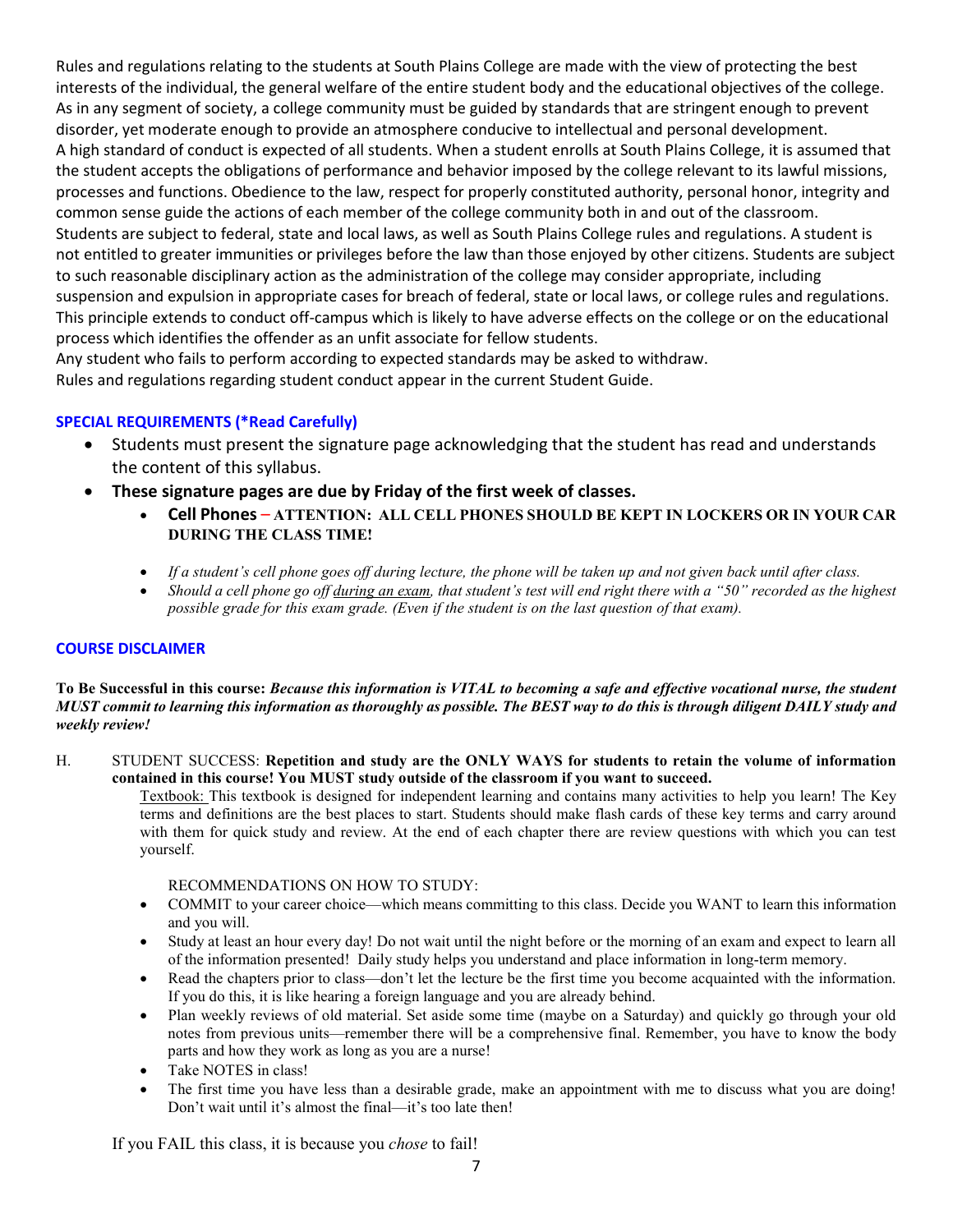Rules and regulations relating to the students at South Plains College are made with the view of protecting the best interests of the individual, the general welfare of the entire student body and the educational objectives of the college. As in any segment of society, a college community must be guided by standards that are stringent enough to prevent disorder, yet moderate enough to provide an atmosphere conducive to intellectual and personal development.
A high standard of conduct is expected of all students. When a student enrolls at South Plains College, it is assumed that the student accepts the obligations of performance and behavior imposed by the college relevant to its lawful missions, processes and functions. Obedience to the law, respect for properly constituted authority, personal honor, integrity and common sense guide the actions of each member of the college community both in and out of the classroom.
Students are subject to federal, state and local laws, as well as South Plains College rules and regulations. A student is not entitled to greater immunities or privileges before the law than those enjoyed by other citizens. Students are subject to such reasonable disciplinary action as the administration of the college may consider appropriate, including suspension and expulsion in appropriate cases for breach of federal, state or local laws, or college rules and regulations. This principle extends to conduct off-campus which is likely to have adverse effects on the college or on the educational process which identifies the offender as an unfit associate for fellow students.
Any student who fails to perform according to expected standards may be asked to withdraw.
Rules and regulations regarding student conduct appear in the current Student Guide.

### SPECIAL REQUIREMENTS (*Read Carefully)

- Students must present the signature page acknowledging that the student has read and understands the content of this syllabus.
- **These signature pages are due by Friday of the first week of classes.**
    - **Cell Phones – ATTENTION: ALL CELL PHONES SHOULD BE KEPT IN LOCKERS OR IN YOUR CAR DURING THE CLASS TIME!**
    - *If a student's cell phone goes off during lecture, the phone will be taken up and not given back until after class.*
    - *Should a cell phone go off during an exam, that student's test will end right there with a "50" recorded as the highest possible grade for this exam grade. (Even if the student is on the last question of that exam).*

### COURSE DISCLAIMER

**To Be Successful in this course:** ***Because this information is VITAL to becoming a safe and effective vocational nurse, the student MUST commit to learning this information as thoroughly as possible. The BEST way to do this is through diligent DAILY study and weekly review!***

H. STUDENT SUCCESS: **Repetition and study are the ONLY WAYS for students to retain the volume of information contained in this course! You MUST study outside of the classroom if you want to succeed.**

Textbook: This textbook is designed for independent learning and contains many activities to help you learn! The Key terms and definitions are the best places to start. Students should make flash cards of these key terms and carry around with them for quick study and review. At the end of each chapter there are review questions with which you can test yourself.

RECOMMENDATIONS ON HOW TO STUDY:

- COMMIT to your career choice—which means committing to this class. Decide you WANT to learn this information and you will.
- Study at least an hour every day! Do not wait until the night before or the morning of an exam and expect to learn all of the information presented! Daily study helps you understand and place information in long-term memory.
- Read the chapters prior to class—don't let the lecture be the first time you become acquainted with the information. If you do this, it is like hearing a foreign language and you are already behind.
- Plan weekly reviews of old material. Set aside some time (maybe on a Saturday) and quickly go through your old notes from previous units—remember there will be a comprehensive final. Remember, you have to know the body parts and how they work as long as you are a nurse!
- Take NOTES in class!
- The first time you have less than a desirable grade, make an appointment with me to discuss what you are doing! Don't wait until it's almost the final—it's too late then!

If you FAIL this class, it is because you *chose* to fail!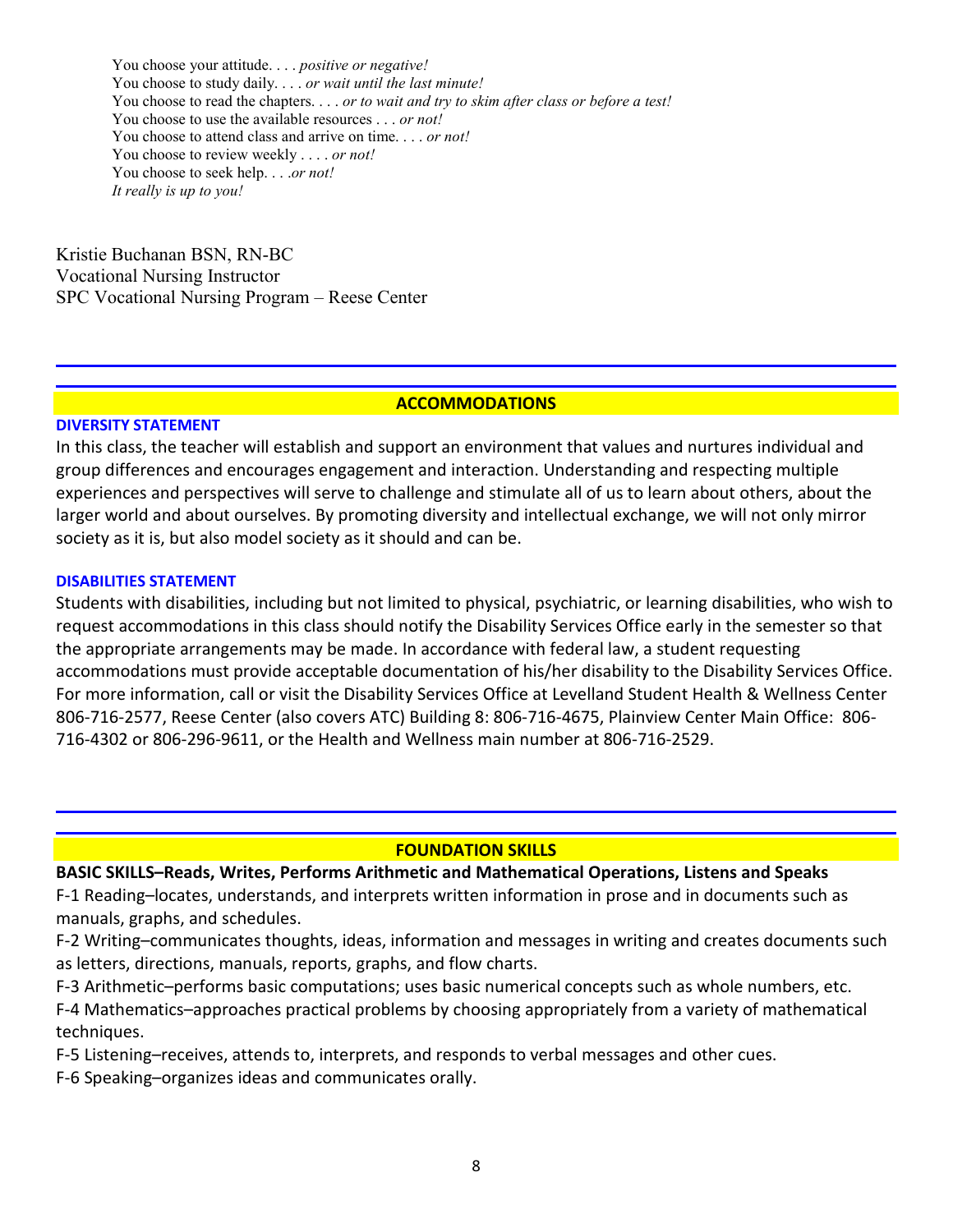You choose your attitude. . . . *positive or negative!*
You choose to study daily. . . . *or wait until the last minute!*
You choose to read the chapters. . . . *or to wait and try to skim after class or before a test!*
You choose to use the available resources . . . *or not!*
You choose to attend class and arrive on time. . . . *or not!*
You choose to review weekly . . . . *or not!*
You choose to seek help. . . .*or not!*
*It really is up to you!*

Kristie Buchanan BSN, RN-BC
Vocational Nursing Instructor
SPC Vocational Nursing Program – Reese Center

## ACCOMMODATIONS

### DIVERSITY STATEMENT

In this class, the teacher will establish and support an environment that values and nurtures individual and group differences and encourages engagement and interaction. Understanding and respecting multiple experiences and perspectives will serve to challenge and stimulate all of us to learn about others, about the larger world and about ourselves. By promoting diversity and intellectual exchange, we will not only mirror society as it is, but also model society as it should and can be.

### DISABILITIES STATEMENT

Students with disabilities, including but not limited to physical, psychiatric, or learning disabilities, who wish to request accommodations in this class should notify the Disability Services Office early in the semester so that the appropriate arrangements may be made. In accordance with federal law, a student requesting accommodations must provide acceptable documentation of his/her disability to the Disability Services Office. For more information, call or visit the Disability Services Office at Levelland Student Health & Wellness Center 806-716-2577, Reese Center (also covers ATC) Building 8: 806-716-4675, Plainview Center Main Office: 806-716-4302 or 806-296-9611, or the Health and Wellness main number at 806-716-2529.

## FOUNDATION SKILLS

**BASIC SKILLS–Reads, Writes, Performs Arithmetic and Mathematical Operations, Listens and Speaks**

F-1 Reading–locates, understands, and interprets written information in prose and in documents such as manuals, graphs, and schedules.

F-2 Writing–communicates thoughts, ideas, information and messages in writing and creates documents such as letters, directions, manuals, reports, graphs, and flow charts.

F-3 Arithmetic–performs basic computations; uses basic numerical concepts such as whole numbers, etc.

F-4 Mathematics–approaches practical problems by choosing appropriately from a variety of mathematical techniques.

F-5 Listening–receives, attends to, interprets, and responds to verbal messages and other cues.

F-6 Speaking–organizes ideas and communicates orally.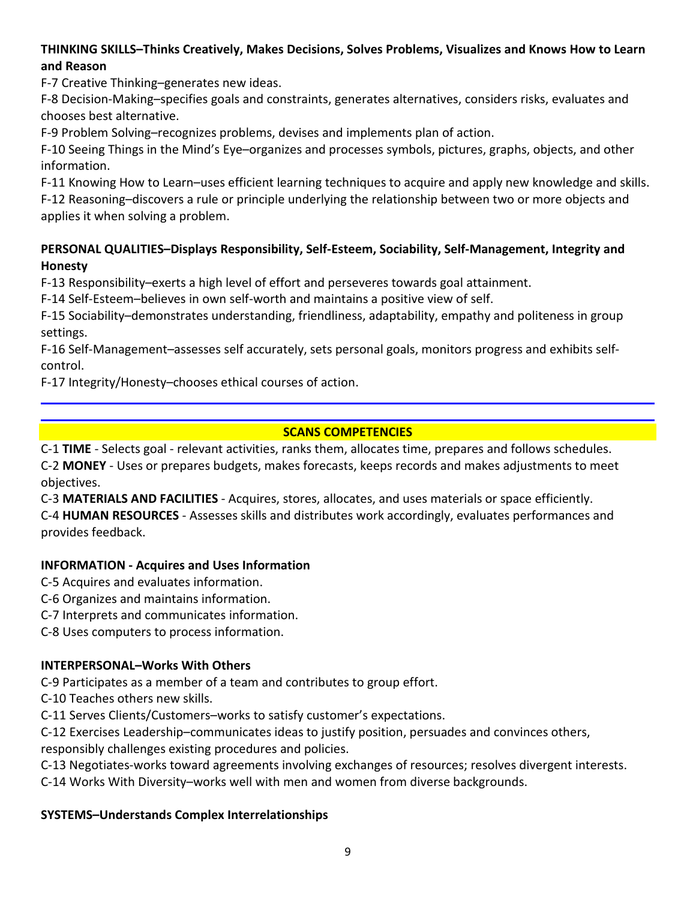**THINKING SKILLS–Thinks Creatively, Makes Decisions, Solves Problems, Visualizes and Knows How to Learn and Reason**

F-7 Creative Thinking–generates new ideas.

F-8 Decision-Making–specifies goals and constraints, generates alternatives, considers risks, evaluates and chooses best alternative.

F-9 Problem Solving–recognizes problems, devises and implements plan of action.

F-10 Seeing Things in the Mind's Eye–organizes and processes symbols, pictures, graphs, objects, and other information.

F-11 Knowing How to Learn–uses efficient learning techniques to acquire and apply new knowledge and skills.

F-12 Reasoning–discovers a rule or principle underlying the relationship between two or more objects and applies it when solving a problem.

**PERSONAL QUALITIES–Displays Responsibility, Self-Esteem, Sociability, Self-Management, Integrity and Honesty**

F-13 Responsibility–exerts a high level of effort and perseveres towards goal attainment.

F-14 Self-Esteem–believes in own self-worth and maintains a positive view of self.

F-15 Sociability–demonstrates understanding, friendliness, adaptability, empathy and politeness in group settings.

F-16 Self-Management–assesses self accurately, sets personal goals, monitors progress and exhibits self-control.

F-17 Integrity/Honesty–chooses ethical courses of action.

---

## SCANS COMPETENCIES

C-1 **TIME** - Selects goal - relevant activities, ranks them, allocates time, prepares and follows schedules.

C-2 **MONEY** - Uses or prepares budgets, makes forecasts, keeps records and makes adjustments to meet objectives.

C-3 **MATERIALS AND FACILITIES** - Acquires, stores, allocates, and uses materials or space efficiently.

C-4 **HUMAN RESOURCES** - Assesses skills and distributes work accordingly, evaluates performances and provides feedback.

**INFORMATION - Acquires and Uses Information**

C-5 Acquires and evaluates information.

C-6 Organizes and maintains information.

C-7 Interprets and communicates information.

C-8 Uses computers to process information.

**INTERPERSONAL–Works With Others**

C-9 Participates as a member of a team and contributes to group effort.

C-10 Teaches others new skills.

C-11 Serves Clients/Customers–works to satisfy customer's expectations.

C-12 Exercises Leadership–communicates ideas to justify position, persuades and convinces others, responsibly challenges existing procedures and policies.

C-13 Negotiates-works toward agreements involving exchanges of resources; resolves divergent interests.

C-14 Works With Diversity–works well with men and women from diverse backgrounds.

**SYSTEMS–Understands Complex Interrelationships**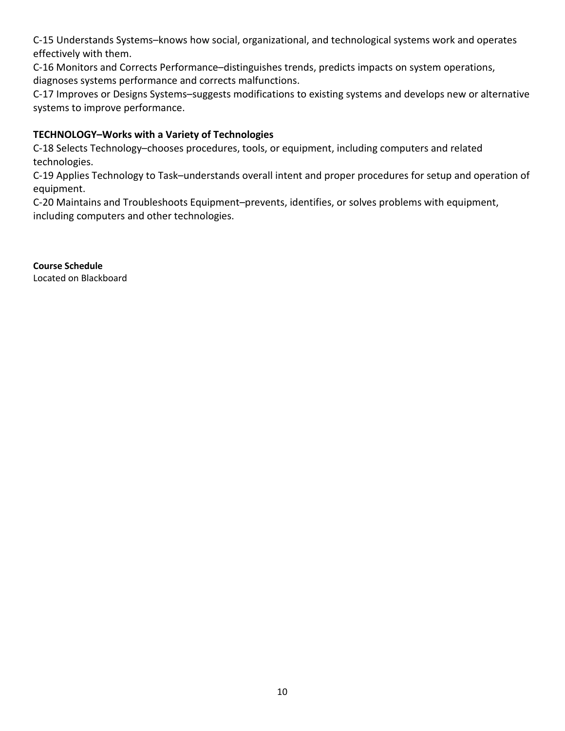C-15 Understands Systems–knows how social, organizational, and technological systems work and operates effectively with them.

C-16 Monitors and Corrects Performance–distinguishes trends, predicts impacts on system operations, diagnoses systems performance and corrects malfunctions.

C-17 Improves or Designs Systems–suggests modifications to existing systems and develops new or alternative systems to improve performance.

**TECHNOLOGY–Works with a Variety of Technologies**

C-18 Selects Technology–chooses procedures, tools, or equipment, including computers and related technologies.

C-19 Applies Technology to Task–understands overall intent and proper procedures for setup and operation of equipment.

C-20 Maintains and Troubleshoots Equipment–prevents, identifies, or solves problems with equipment, including computers and other technologies.

**Course Schedule**

Located on Blackboard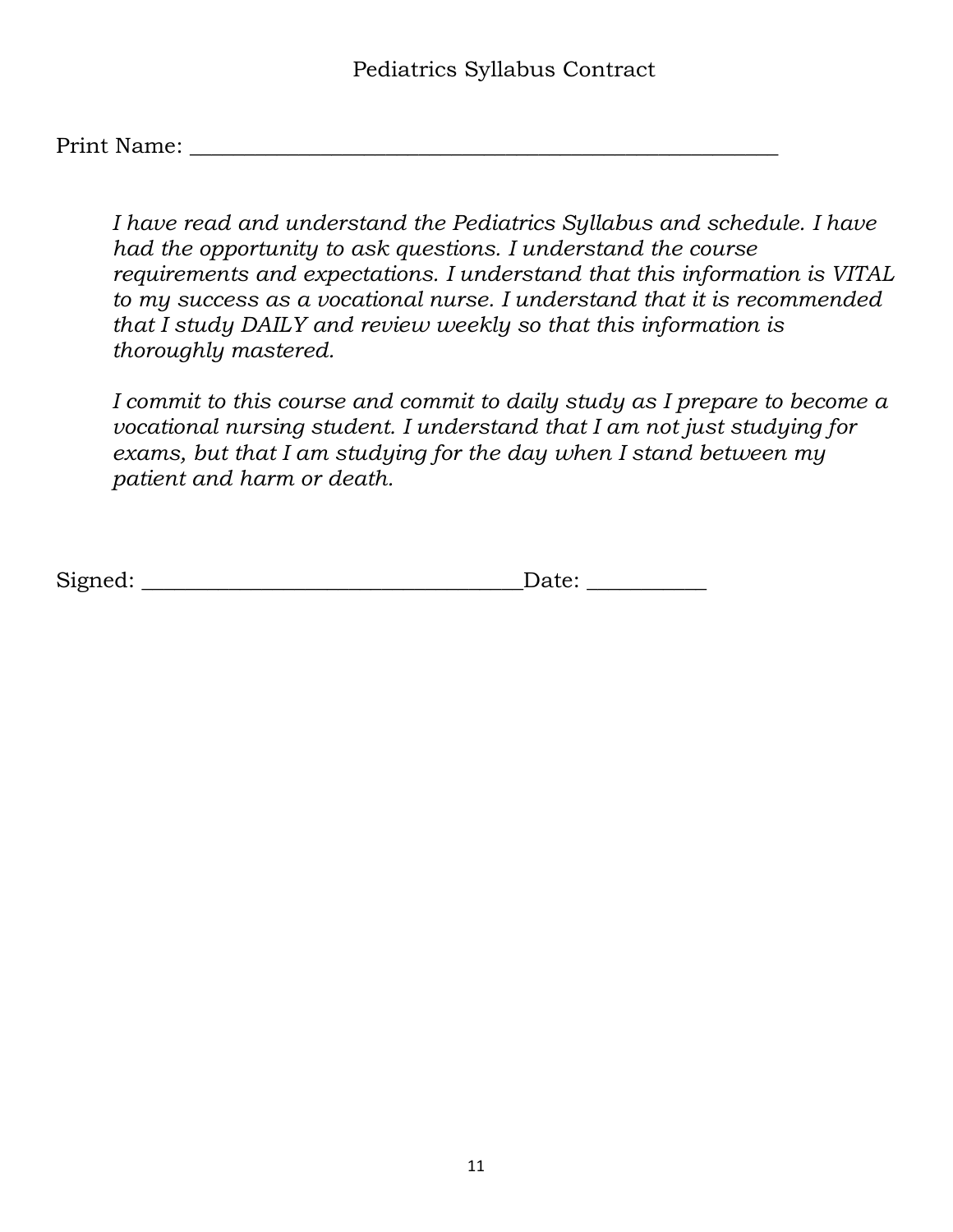# Pediatrics Syllabus Contract

Print Name: ____________________________________________________

*I have read and understand the Pediatrics Syllabus and schedule. I have had the opportunity to ask questions. I understand the course requirements and expectations. I understand that this information is VITAL to my success as a vocational nurse. I understand that it is recommended that I study DAILY and review weekly so that this information is thoroughly mastered.*

*I commit to this course and commit to daily study as I prepare to become a vocational nursing student. I understand that I am not just studying for exams, but that I am studying for the day when I stand between my patient and harm or death.*

Signed: _________________________________Date: __________